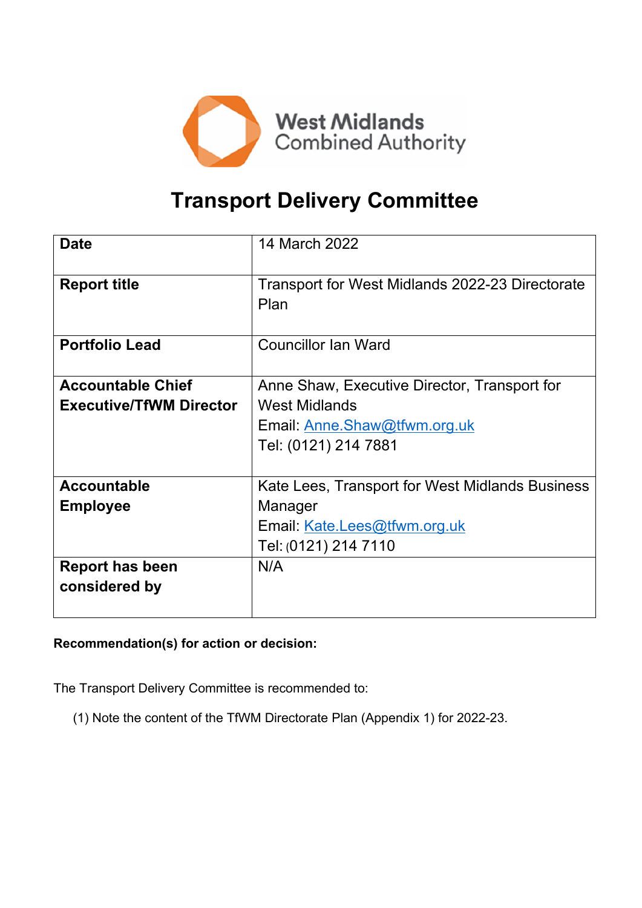West Midlands Combined Authority

# Transport Delivery Committee

| | |
|---|---|
| **Date** | 14 March 2022 |
| **Report title** | Transport for West Midlands 2022-23 Directorate Plan |
| **Portfolio Lead** | Councillor Ian Ward |
| **Accountable Chief Executive/TfWM Director** | Anne Shaw, Executive Director, Transport for West Midlands<br>Email: Anne.Shaw@tfwm.org.uk<br>Tel: (0121) 214 7881 |
| **Accountable Employee** | Kate Lees, Transport for West Midlands Business Manager<br>Email: Kate.Lees@tfwm.org.uk<br>Tel: (0121) 214 7110 |
| **Report has been considered by** | N/A |

**Recommendation(s) for action or decision:**

The Transport Delivery Committee is recommended to:

(1) Note the content of the TfWM Directorate Plan (Appendix 1) for 2022-23.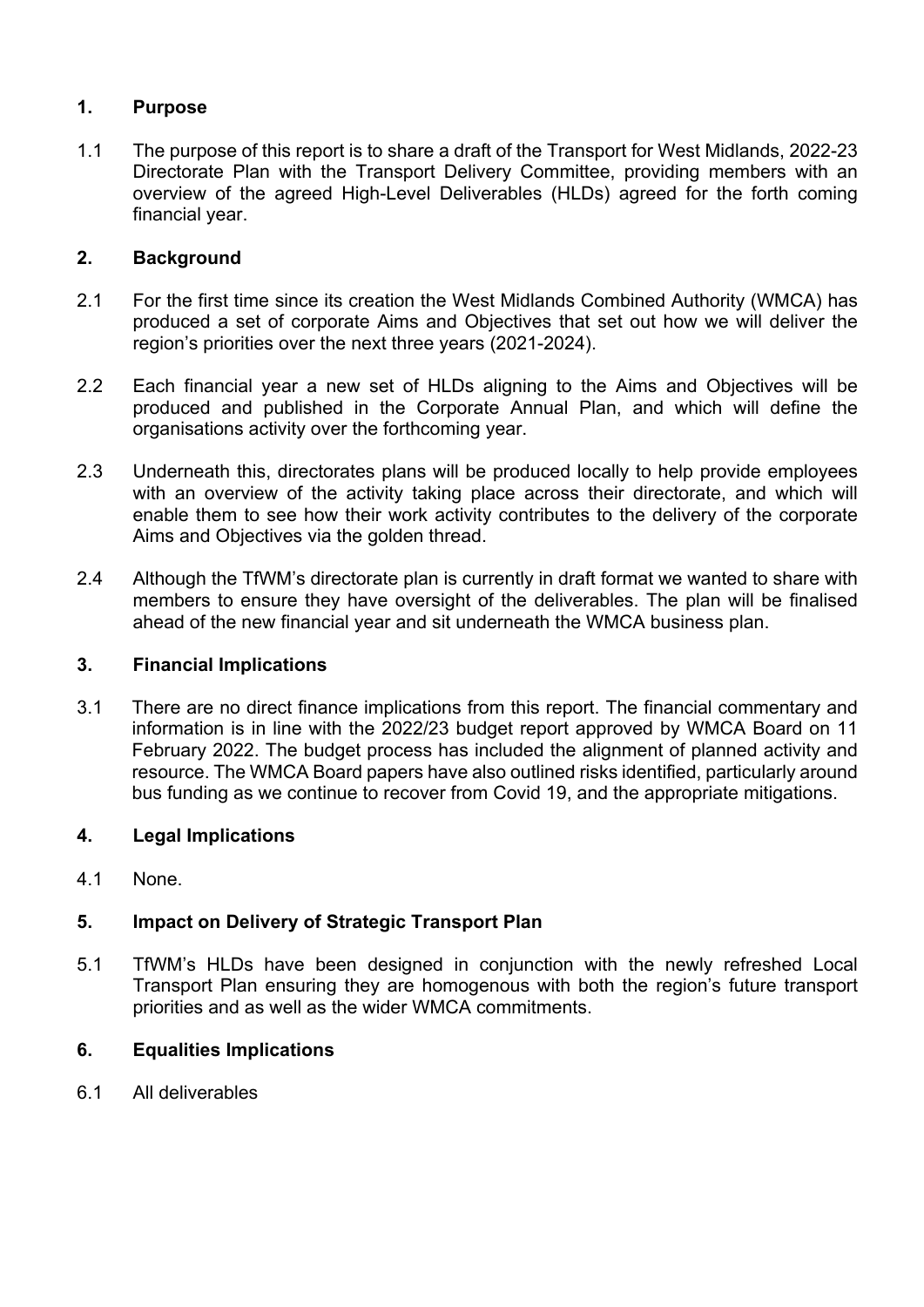## 1. Purpose

1.1 The purpose of this report is to share a draft of the Transport for West Midlands, 2022-23 Directorate Plan with the Transport Delivery Committee, providing members with an overview of the agreed High-Level Deliverables (HLDs) agreed for the forth coming financial year.

## 2. Background

2.1 For the first time since its creation the West Midlands Combined Authority (WMCA) has produced a set of corporate Aims and Objectives that set out how we will deliver the region's priorities over the next three years (2021-2024).

2.2 Each financial year a new set of HLDs aligning to the Aims and Objectives will be produced and published in the Corporate Annual Plan, and which will define the organisations activity over the forthcoming year.

2.3 Underneath this, directorates plans will be produced locally to help provide employees with an overview of the activity taking place across their directorate, and which will enable them to see how their work activity contributes to the delivery of the corporate Aims and Objectives via the golden thread.

2.4 Although the TfWM's directorate plan is currently in draft format we wanted to share with members to ensure they have oversight of the deliverables. The plan will be finalised ahead of the new financial year and sit underneath the WMCA business plan.

## 3. Financial Implications

3.1 There are no direct finance implications from this report. The financial commentary and information is in line with the 2022/23 budget report approved by WMCA Board on 11 February 2022. The budget process has included the alignment of planned activity and resource. The WMCA Board papers have also outlined risks identified, particularly around bus funding as we continue to recover from Covid 19, and the appropriate mitigations.

## 4. Legal Implications

4.1 None.

## 5. Impact on Delivery of Strategic Transport Plan

5.1 TfWM's HLDs have been designed in conjunction with the newly refreshed Local Transport Plan ensuring they are homogenous with both the region's future transport priorities and as well as the wider WMCA commitments.

## 6. Equalities Implications

6.1 All deliverables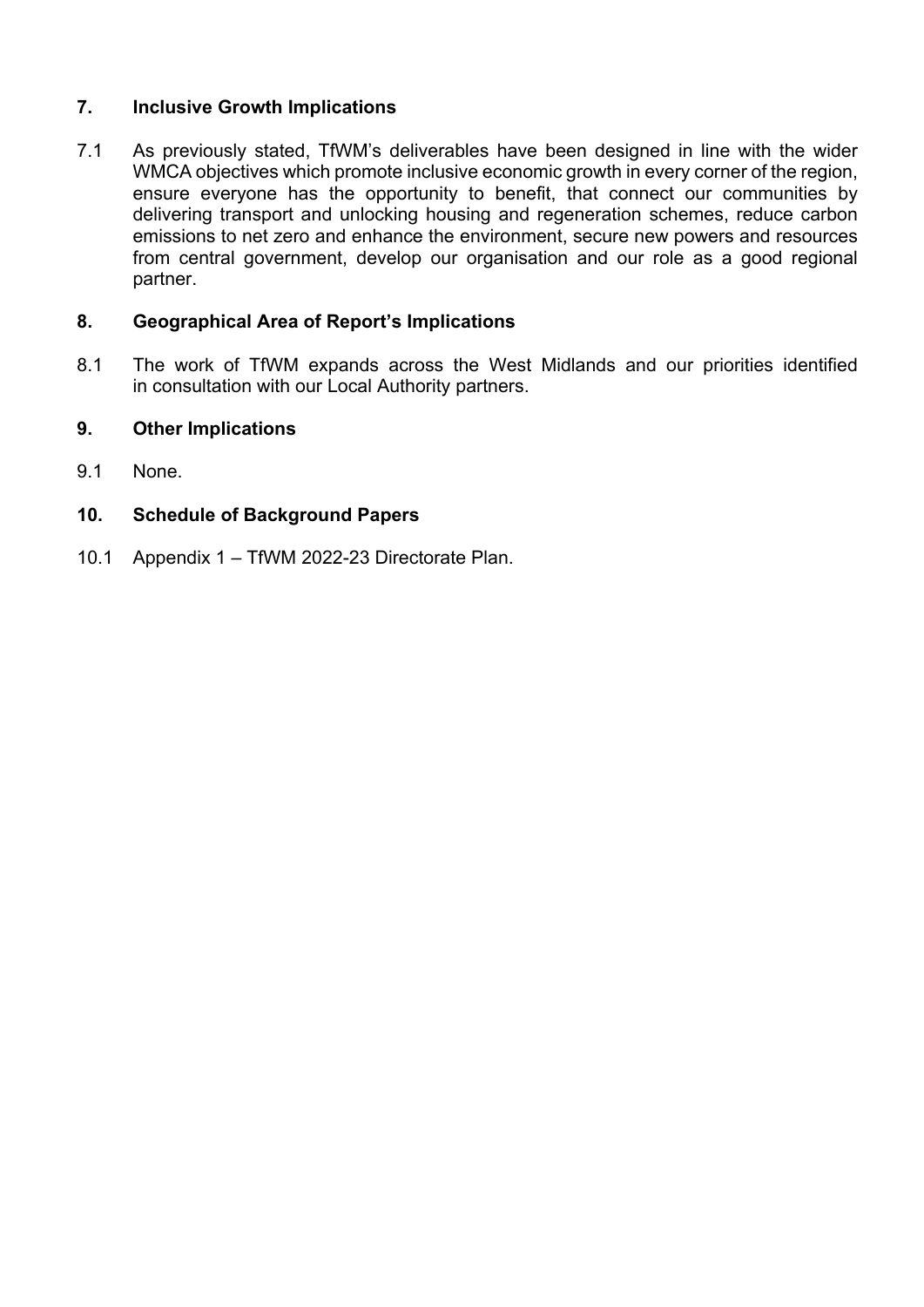## 7. Inclusive Growth Implications

7.1 As previously stated, TfWM's deliverables have been designed in line with the wider WMCA objectives which promote inclusive economic growth in every corner of the region, ensure everyone has the opportunity to benefit, that connect our communities by delivering transport and unlocking housing and regeneration schemes, reduce carbon emissions to net zero and enhance the environment, secure new powers and resources from central government, develop our organisation and our role as a good regional partner.

## 8. Geographical Area of Report's Implications

8.1 The work of TfWM expands across the West Midlands and our priorities identified in consultation with our Local Authority partners.

## 9. Other Implications

9.1 None.

## 10. Schedule of Background Papers

10.1 Appendix 1 – TfWM 2022-23 Directorate Plan.